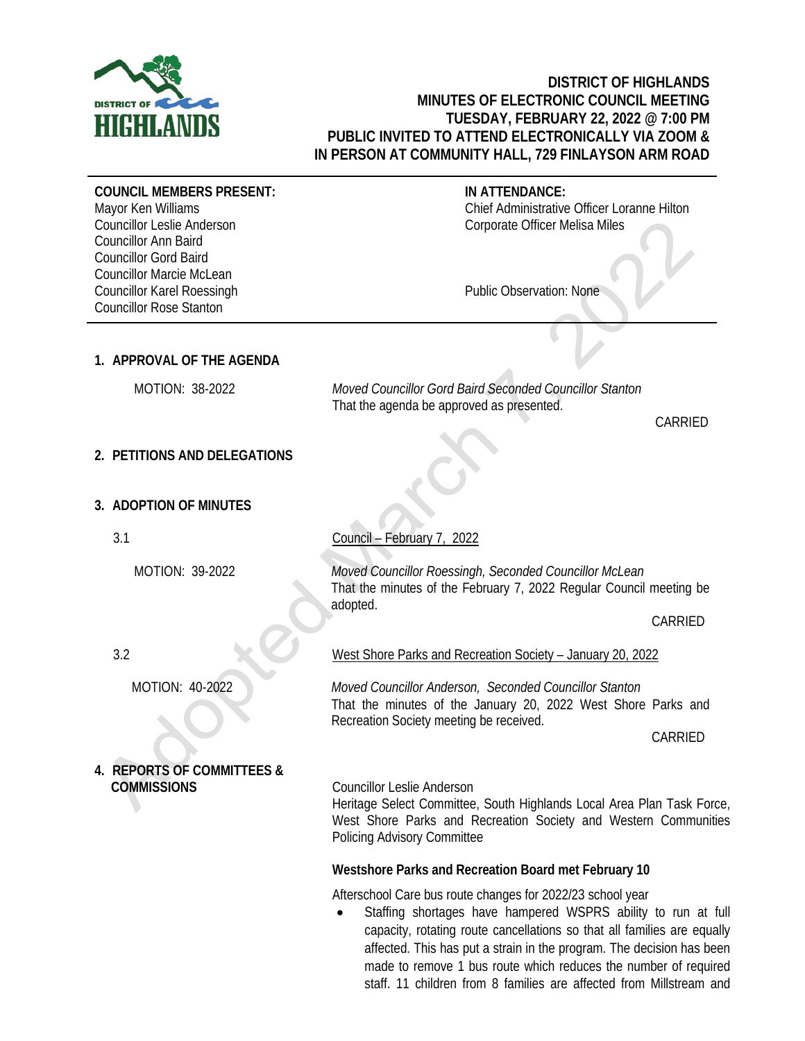# DISTRICT OF HIGHLANDS
## MINUTES OF ELECTRONIC COUNCIL MEETING
## TUESDAY, FEBRUARY 22, 2022 @ 7:00 PM
## PUBLIC INVITED TO ATTEND ELECTRONICALLY VIA ZOOM & IN PERSON AT COMMUNITY HALL, 729 FINLAYSON ARM ROAD

**COUNCIL MEMBERS PRESENT:**
Mayor Ken Williams
Councillor Leslie Anderson
Councillor Ann Baird
Councillor Gord Baird
Councillor Marcie McLean
Councillor Karel Roessingh
Councillor Rose Stanton

**IN ATTENDANCE:**
Chief Administrative Officer Loranne Hilton
Corporate Officer Melisa Miles

Public Observation: None

## 1. APPROVAL OF THE AGENDA

MOTION: 38-2022

*Moved Councillor Gord Baird Seconded Councillor Stanton*
That the agenda be approved as presented.

CARRIED

## 2. PETITIONS AND DELEGATIONS

## 3. ADOPTION OF MINUTES

3.1 Council – February 7, 2022

MOTION: 39-2022

*Moved Councillor Roessingh, Seconded Councillor McLean*
That the minutes of the February 7, 2022 Regular Council meeting be adopted.

CARRIED

3.2 West Shore Parks and Recreation Society – January 20, 2022

MOTION: 40-2022

*Moved Councillor Anderson, Seconded Councillor Stanton*
That the minutes of the January 20, 2022 West Shore Parks and Recreation Society meeting be received.

CARRIED

## 4. REPORTS OF COMMITTEES & COMMISSIONS

Councillor Leslie Anderson
Heritage Select Committee, South Highlands Local Area Plan Task Force, West Shore Parks and Recreation Society and Western Communities Policing Advisory Committee

**Westshore Parks and Recreation Board met February 10**

Afterschool Care bus route changes for 2022/23 school year

- Staffing shortages have hampered WSPRS ability to run at full capacity, rotating route cancellations so that all families are equally affected. This has put a strain in the program. The decision has been made to remove 1 bus route which reduces the number of required staff. 11 children from 8 families are affected from Millstream and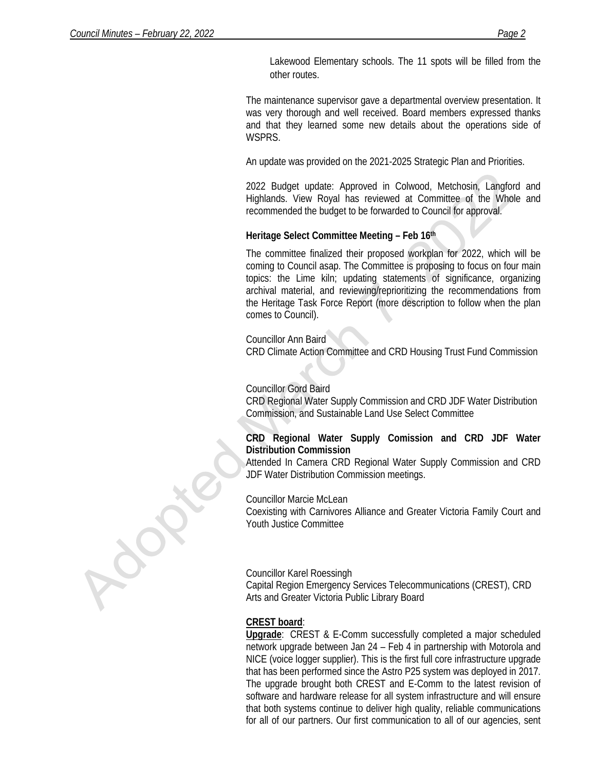Lakewood Elementary schools. The 11 spots will be filled from the other routes.

The maintenance supervisor gave a departmental overview presentation. It was very thorough and well received. Board members expressed thanks and that they learned some new details about the operations side of WSPRS.

An update was provided on the 2021-2025 Strategic Plan and Priorities.

2022 Budget update: Approved in Colwood, Metchosin, Langford and Highlands. View Royal has reviewed at Committee of the Whole and recommended the budget to be forwarded to Council for approval.

**Heritage Select Committee Meeting – Feb 16th**

The committee finalized their proposed workplan for 2022, which will be coming to Council asap. The Committee is proposing to focus on four main topics: the Lime kiln; updating statements of significance, organizing archival material, and reviewing/reprioritizing the recommendations from the Heritage Task Force Report (more description to follow when the plan comes to Council).

Councillor Ann Baird
CRD Climate Action Committee and CRD Housing Trust Fund Commission

Councillor Gord Baird
CRD Regional Water Supply Commission and CRD JDF Water Distribution Commission, and Sustainable Land Use Select Committee

**CRD Regional Water Supply Comission and CRD JDF Water Distribution Commission**
Attended In Camera CRD Regional Water Supply Commission and CRD JDF Water Distribution Commission meetings.

Councillor Marcie McLean
Coexisting with Carnivores Alliance and Greater Victoria Family Court and Youth Justice Committee

Councillor Karel Roessingh
Capital Region Emergency Services Telecommunications (CREST), CRD Arts and Greater Victoria Public Library Board

**CREST board**:
**Upgrade**: CREST & E-Comm successfully completed a major scheduled network upgrade between Jan 24 – Feb 4 in partnership with Motorola and NICE (voice logger supplier). This is the first full core infrastructure upgrade that has been performed since the Astro P25 system was deployed in 2017. The upgrade brought both CREST and E-Comm to the latest revision of software and hardware release for all system infrastructure and will ensure that both systems continue to deliver high quality, reliable communications for all of our partners. Our first communication to all of our agencies, sent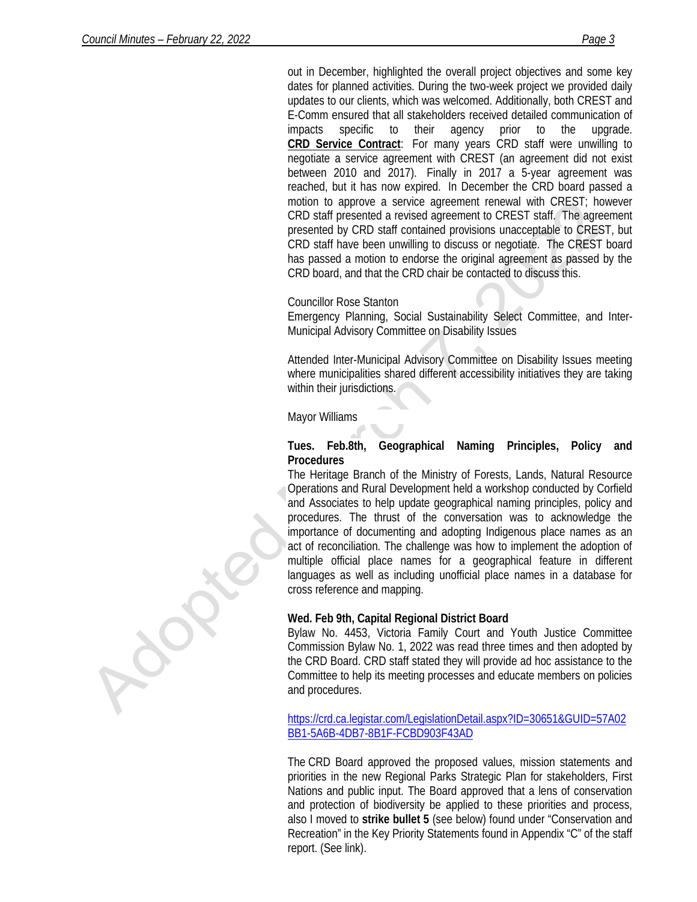out in December, highlighted the overall project objectives and some key dates for planned activities. During the two-week project we provided daily updates to our clients, which was welcomed. Additionally, both CREST and E-Comm ensured that all stakeholders received detailed communication of impacts specific to their agency prior to the upgrade. **CRD Service Contract**: For many years CRD staff were unwilling to negotiate a service agreement with CREST (an agreement did not exist between 2010 and 2017). Finally in 2017 a 5-year agreement was reached, but it has now expired. In December the CRD board passed a motion to approve a service agreement renewal with CREST; however CRD staff presented a revised agreement to CREST staff. The agreement presented by CRD staff contained provisions unacceptable to CREST, but CRD staff have been unwilling to discuss or negotiate. The CREST board has passed a motion to endorse the original agreement as passed by the CRD board, and that the CRD chair be contacted to discuss this.

Councillor Rose Stanton
Emergency Planning, Social Sustainability Select Committee, and Inter-Municipal Advisory Committee on Disability Issues

Attended Inter-Municipal Advisory Committee on Disability Issues meeting where municipalities shared different accessibility initiatives they are taking within their jurisdictions.

Mayor Williams

**Tues. Feb.8th, Geographical Naming Principles, Policy and Procedures**

The Heritage Branch of the Ministry of Forests, Lands, Natural Resource Operations and Rural Development held a workshop conducted by Corfield and Associates to help update geographical naming principles, policy and procedures. The thrust of the conversation was to acknowledge the importance of documenting and adopting Indigenous place names as an act of reconciliation. The challenge was how to implement the adoption of multiple official place names for a geographical feature in different languages as well as including unofficial place names in a database for cross reference and mapping.

**Wed. Feb 9th, Capital Regional District Board**

Bylaw No. 4453, Victoria Family Court and Youth Justice Committee Commission Bylaw No. 1, 2022 was read three times and then adopted by the CRD Board. CRD staff stated they will provide ad hoc assistance to the Committee to help its meeting processes and educate members on policies and procedures.

https://crd.ca.legistar.com/LegislationDetail.aspx?ID=30651&GUID=57A02BB1-5A6B-4DB7-8B1F-FCBD903F43AD

The CRD Board approved the proposed values, mission statements and priorities in the new Regional Parks Strategic Plan for stakeholders, First Nations and public input. The Board approved that a lens of conservation and protection of biodiversity be applied to these priorities and process, also I moved to **strike bullet 5** (see below) found under "Conservation and Recreation" in the Key Priority Statements found in Appendix "C" of the staff report. (See link).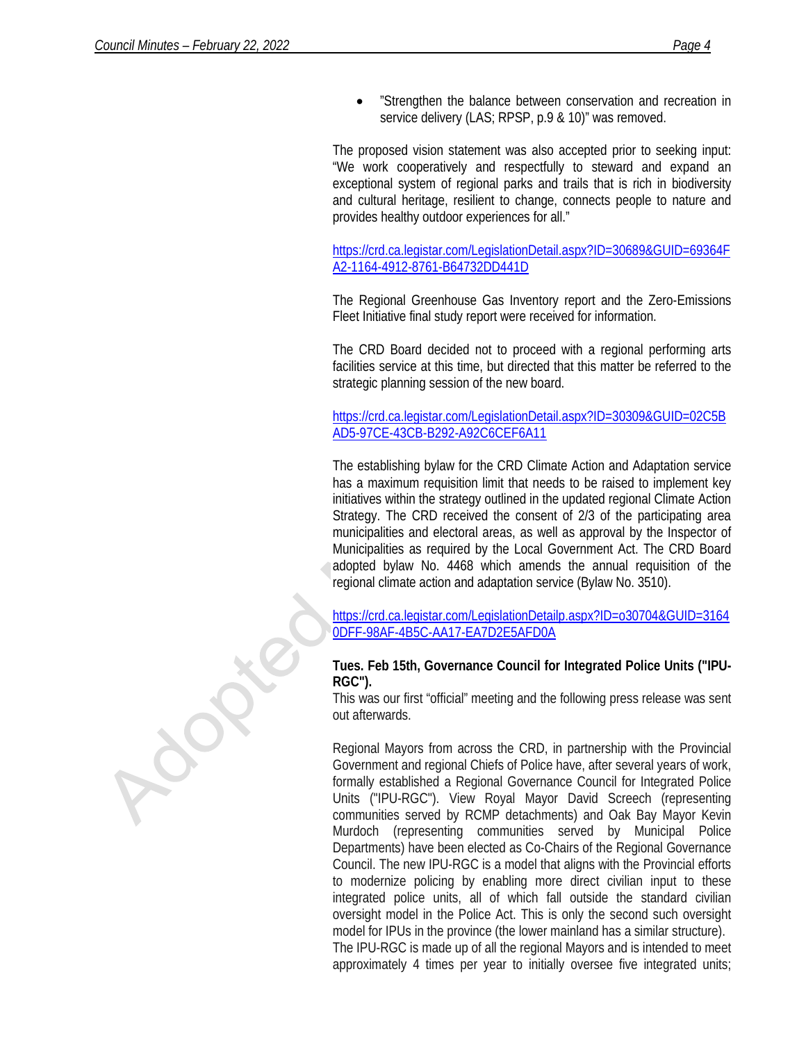- "Strengthen the balance between conservation and recreation in service delivery (LAS; RPSP, p.9 & 10)" was removed.

The proposed vision statement was also accepted prior to seeking input: "We work cooperatively and respectfully to steward and expand an exceptional system of regional parks and trails that is rich in biodiversity and cultural heritage, resilient to change, connects people to nature and provides healthy outdoor experiences for all."

https://crd.ca.legistar.com/LegislationDetail.aspx?ID=30689&GUID=69364FA2-1164-4912-8761-B64732DD441D

The Regional Greenhouse Gas Inventory report and the Zero-Emissions Fleet Initiative final study report were received for information.

The CRD Board decided not to proceed with a regional performing arts facilities service at this time, but directed that this matter be referred to the strategic planning session of the new board.

https://crd.ca.legistar.com/LegislationDetail.aspx?ID=30309&GUID=02C5BAD5-97CE-43CB-B292-A92C6CEF6A11

The establishing bylaw for the CRD Climate Action and Adaptation service has a maximum requisition limit that needs to be raised to implement key initiatives within the strategy outlined in the updated regional Climate Action Strategy. The CRD received the consent of 2/3 of the participating area municipalities and electoral areas, as well as approval by the Inspector of Municipalities as required by the Local Government Act. The CRD Board adopted bylaw No. 4468 which amends the annual requisition of the regional climate action and adaptation service (Bylaw No. 3510).

https://crd.ca.legistar.com/LegislationDetailp.aspx?ID=o30704&GUID=31640DFF-98AF-4B5C-AA17-EA7D2E5AFD0A

**Tues. Feb 15th, Governance Council for Integrated Police Units ("IPU-RGC").**
This was our first "official" meeting and the following press release was sent out afterwards.

Regional Mayors from across the CRD, in partnership with the Provincial Government and regional Chiefs of Police have, after several years of work, formally established a Regional Governance Council for Integrated Police Units ("IPU-RGC"). View Royal Mayor David Screech (representing communities served by RCMP detachments) and Oak Bay Mayor Kevin Murdoch (representing communities served by Municipal Police Departments) have been elected as Co-Chairs of the Regional Governance Council. The new IPU-RGC is a model that aligns with the Provincial efforts to modernize policing by enabling more direct civilian input to these integrated police units, all of which fall outside the standard civilian oversight model in the Police Act. This is only the second such oversight model for IPUs in the province (the lower mainland has a similar structure).
The IPU-RGC is made up of all the regional Mayors and is intended to meet approximately 4 times per year to initially oversee five integrated units;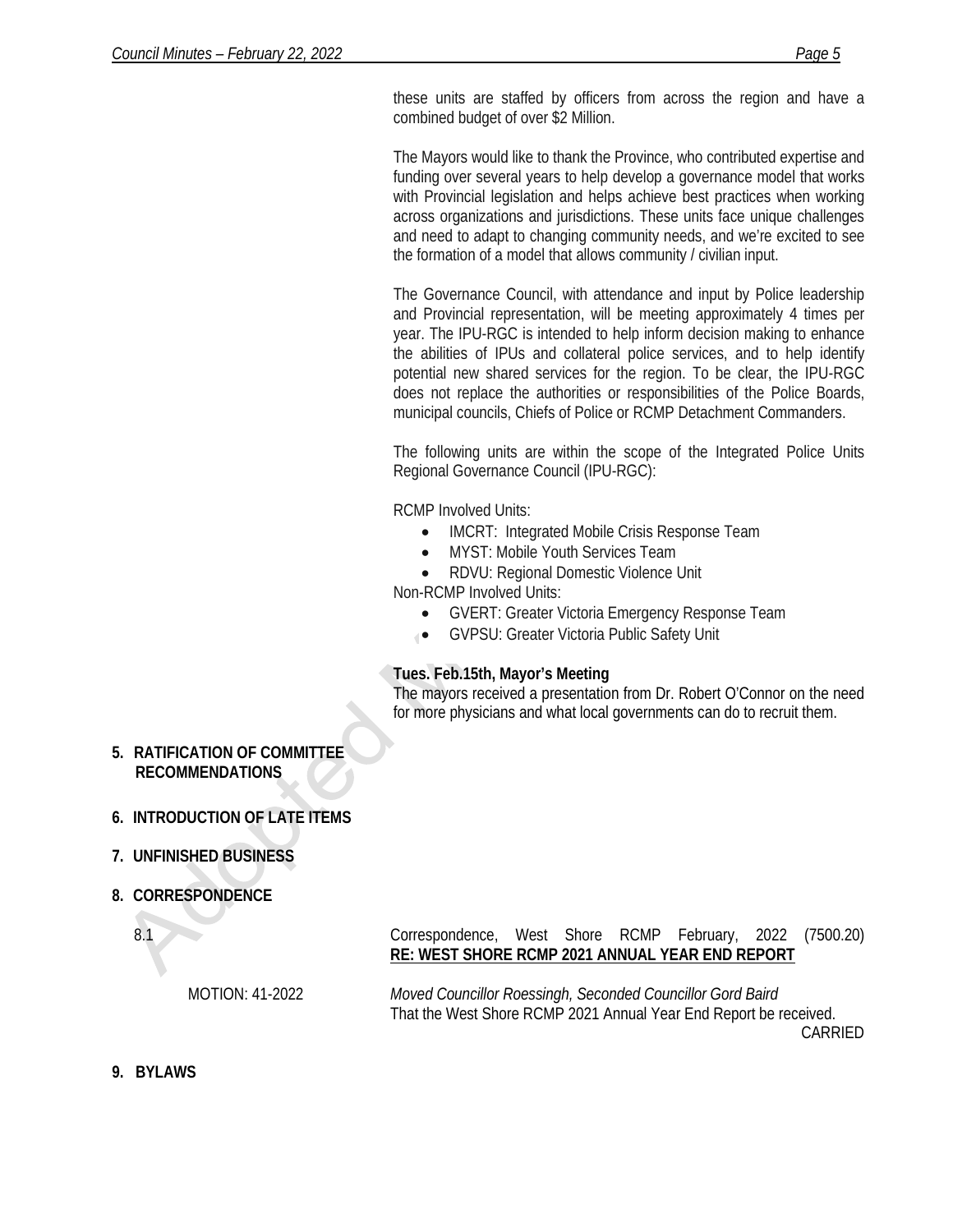these units are staffed by officers from across the region and have a combined budget of over $2 Million.

The Mayors would like to thank the Province, who contributed expertise and funding over several years to help develop a governance model that works with Provincial legislation and helps achieve best practices when working across organizations and jurisdictions. These units face unique challenges and need to adapt to changing community needs, and we're excited to see the formation of a model that allows community / civilian input.

The Governance Council, with attendance and input by Police leadership and Provincial representation, will be meeting approximately 4 times per year. The IPU-RGC is intended to help inform decision making to enhance the abilities of IPUs and collateral police services, and to help identify potential new shared services for the region. To be clear, the IPU-RGC does not replace the authorities or responsibilities of the Police Boards, municipal councils, Chiefs of Police or RCMP Detachment Commanders.

The following units are within the scope of the Integrated Police Units Regional Governance Council (IPU-RGC):

RCMP Involved Units:

- IMCRT: Integrated Mobile Crisis Response Team
- MYST: Mobile Youth Services Team
- RDVU: Regional Domestic Violence Unit

Non-RCMP Involved Units:

- GVERT: Greater Victoria Emergency Response Team
- GVPSU: Greater Victoria Public Safety Unit

**Tues. Feb.15th, Mayor's Meeting**
The mayors received a presentation from Dr. Robert O'Connor on the need for more physicians and what local governments can do to recruit them.

**5. RATIFICATION OF COMMITTEE RECOMMENDATIONS**

**6. INTRODUCTION OF LATE ITEMS**

**7. UNFINISHED BUSINESS**

**8. CORRESPONDENCE**

8.1 Correspondence, West Shore RCMP February, 2022 (7500.20)
**RE: WEST SHORE RCMP 2021 ANNUAL YEAR END REPORT**

MOTION: 41-2022 *Moved Councillor Roessingh, Seconded Councillor Gord Baird*
That the West Shore RCMP 2021 Annual Year End Report be received.
CARRIED

**9. BYLAWS**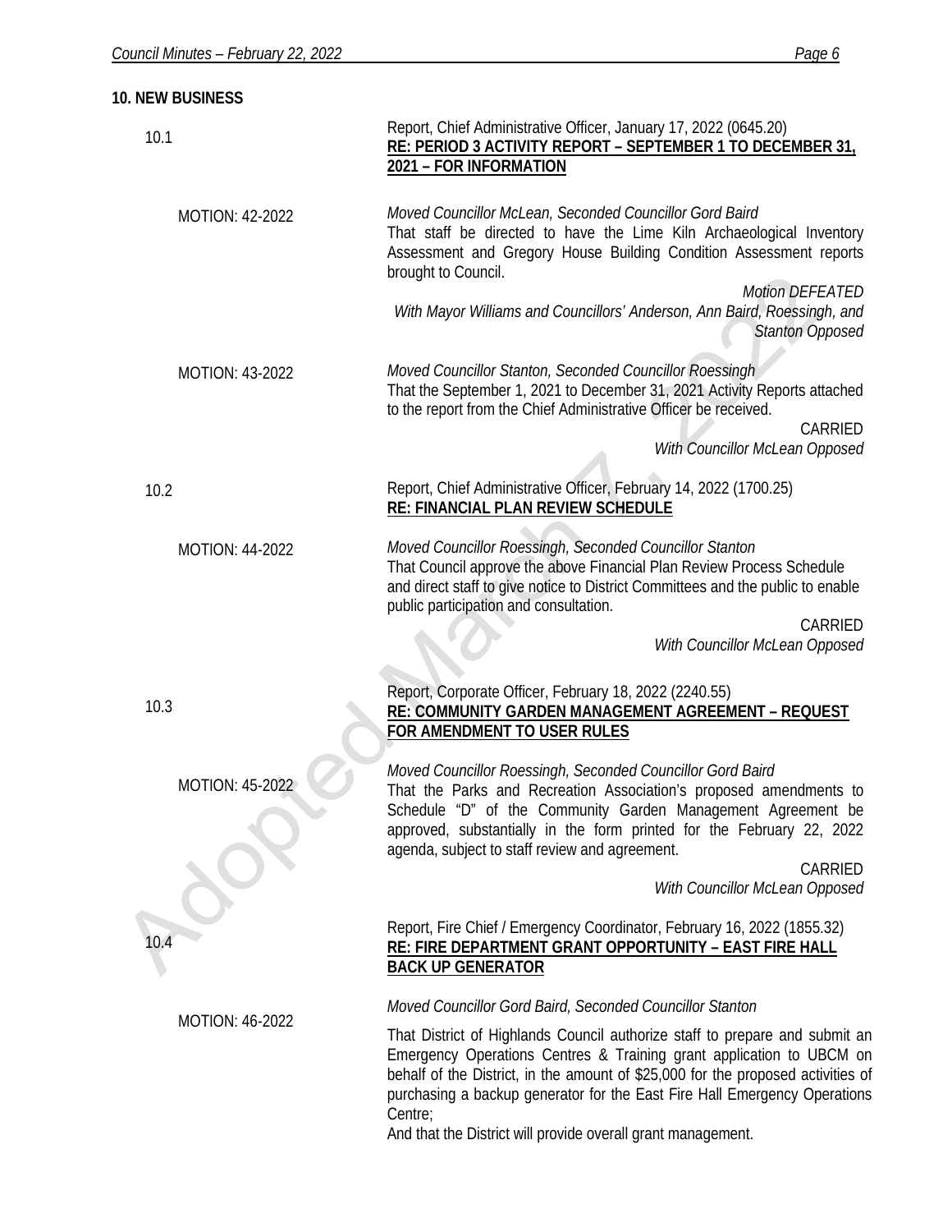## 10. NEW BUSINESS

**10.1** Report, Chief Administrative Officer, January 17, 2022 (0645.20)
**RE: PERIOD 3 ACTIVITY REPORT – SEPTEMBER 1 TO DECEMBER 31, 2021 – FOR INFORMATION**

MOTION: 42-2022

*Moved Councillor McLean, Seconded Councillor Gord Baird*
That staff be directed to have the Lime Kiln Archaeological Inventory Assessment and Gregory House Building Condition Assessment reports brought to Council.

*Motion DEFEATED*
*With Mayor Williams and Councillors' Anderson, Ann Baird, Roessingh, and Stanton Opposed*

MOTION: 43-2022

*Moved Councillor Stanton, Seconded Councillor Roessingh*
That the September 1, 2021 to December 31, 2021 Activity Reports attached to the report from the Chief Administrative Officer be received.

CARRIED
*With Councillor McLean Opposed*

**10.2** Report, Chief Administrative Officer, February 14, 2022 (1700.25)
**RE: FINANCIAL PLAN REVIEW SCHEDULE**

MOTION: 44-2022

*Moved Councillor Roessingh, Seconded Councillor Stanton*
That Council approve the above Financial Plan Review Process Schedule and direct staff to give notice to District Committees and the public to enable public participation and consultation.

CARRIED
*With Councillor McLean Opposed*

**10.3** Report, Corporate Officer, February 18, 2022 (2240.55)
**RE: COMMUNITY GARDEN MANAGEMENT AGREEMENT – REQUEST FOR AMENDMENT TO USER RULES**

MOTION: 45-2022

*Moved Councillor Roessingh, Seconded Councillor Gord Baird*
That the Parks and Recreation Association's proposed amendments to Schedule "D" of the Community Garden Management Agreement be approved, substantially in the form printed for the February 22, 2022 agenda, subject to staff review and agreement.

CARRIED
*With Councillor McLean Opposed*

**10.4** Report, Fire Chief / Emergency Coordinator, February 16, 2022 (1855.32)
**RE: FIRE DEPARTMENT GRANT OPPORTUNITY – EAST FIRE HALL BACK UP GENERATOR**

MOTION: 46-2022

*Moved Councillor Gord Baird, Seconded Councillor Stanton*

That District of Highlands Council authorize staff to prepare and submit an Emergency Operations Centres & Training grant application to UBCM on behalf of the District, in the amount of $25,000 for the proposed activities of purchasing a backup generator for the East Fire Hall Emergency Operations Centre;
And that the District will provide overall grant management.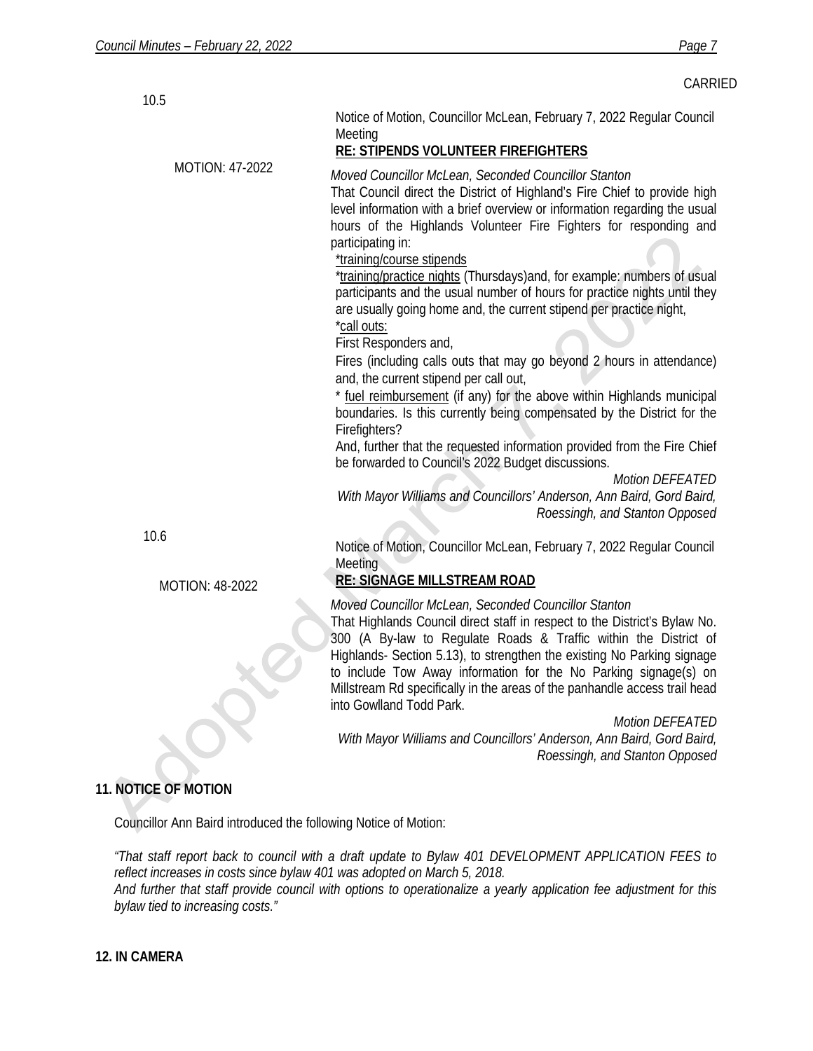CARRIED

10.5

Notice of Motion, Councillor McLean, February 7, 2022 Regular Council Meeting

**RE: STIPENDS VOLUNTEER FIREFIGHTERS**

MOTION: 47-2022

*Moved Councillor McLean, Seconded Councillor Stanton*

That Council direct the District of Highland's Fire Chief to provide high level information with a brief overview or information regarding the usual hours of the Highlands Volunteer Fire Fighters for responding and participating in:

*training/course stipends

*training/practice nights (Thursdays)and, for example: numbers of usual participants and the usual number of hours for practice nights until they are usually going home and, the current stipend per practice night,

*call outs:

First Responders and,

Fires (including calls outs that may go beyond 2 hours in attendance) and, the current stipend per call out,

* fuel reimbursement (if any) for the above within Highlands municipal boundaries. Is this currently being compensated by the District for the Firefighters?

And, further that the requested information provided from the Fire Chief be forwarded to Council's 2022 Budget discussions.

*Motion DEFEATED*

*With Mayor Williams and Councillors' Anderson, Ann Baird, Gord Baird, Roessingh, and Stanton Opposed*

10.6

Notice of Motion, Councillor McLean, February 7, 2022 Regular Council Meeting

**RE: SIGNAGE MILLSTREAM ROAD**

MOTION: 48-2022

*Moved Councillor McLean, Seconded Councillor Stanton*

That Highlands Council direct staff in respect to the District's Bylaw No. 300 (A By-law to Regulate Roads & Traffic within the District of Highlands- Section 5.13), to strengthen the existing No Parking signage to include Tow Away information for the No Parking signage(s) on Millstream Rd specifically in the areas of the panhandle access trail head into Gowlland Todd Park.

*Motion DEFEATED*

*With Mayor Williams and Councillors' Anderson, Ann Baird, Gord Baird, Roessingh, and Stanton Opposed*

## 11. NOTICE OF MOTION

Councillor Ann Baird introduced the following Notice of Motion:

*"That staff report back to council with a draft update to Bylaw 401 DEVELOPMENT APPLICATION FEES to reflect increases in costs since bylaw 401 was adopted on March 5, 2018.*

*And further that staff provide council with options to operationalize a yearly application fee adjustment for this bylaw tied to increasing costs."*

## 12. IN CAMERA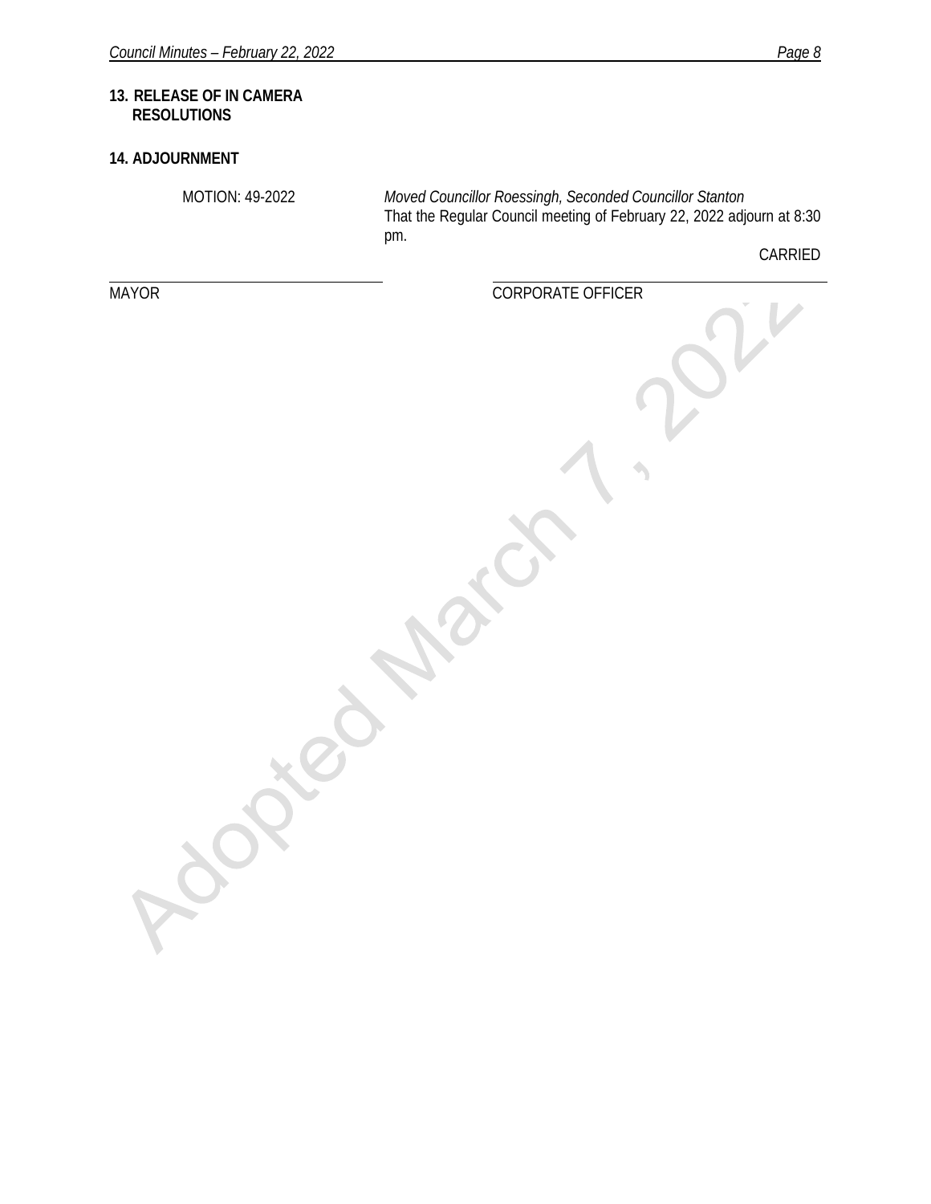**13. RELEASE OF IN CAMERA RESOLUTIONS**

**14. ADJOURNMENT**

MOTION: 49-2022

*Moved Councillor Roessingh, Seconded Councillor Stanton*

That the Regular Council meeting of February 22, 2022 adjourn at 8:30 pm.

CARRIED

MAYOR

CORPORATE OFFICER

Adopted March 7, 2022